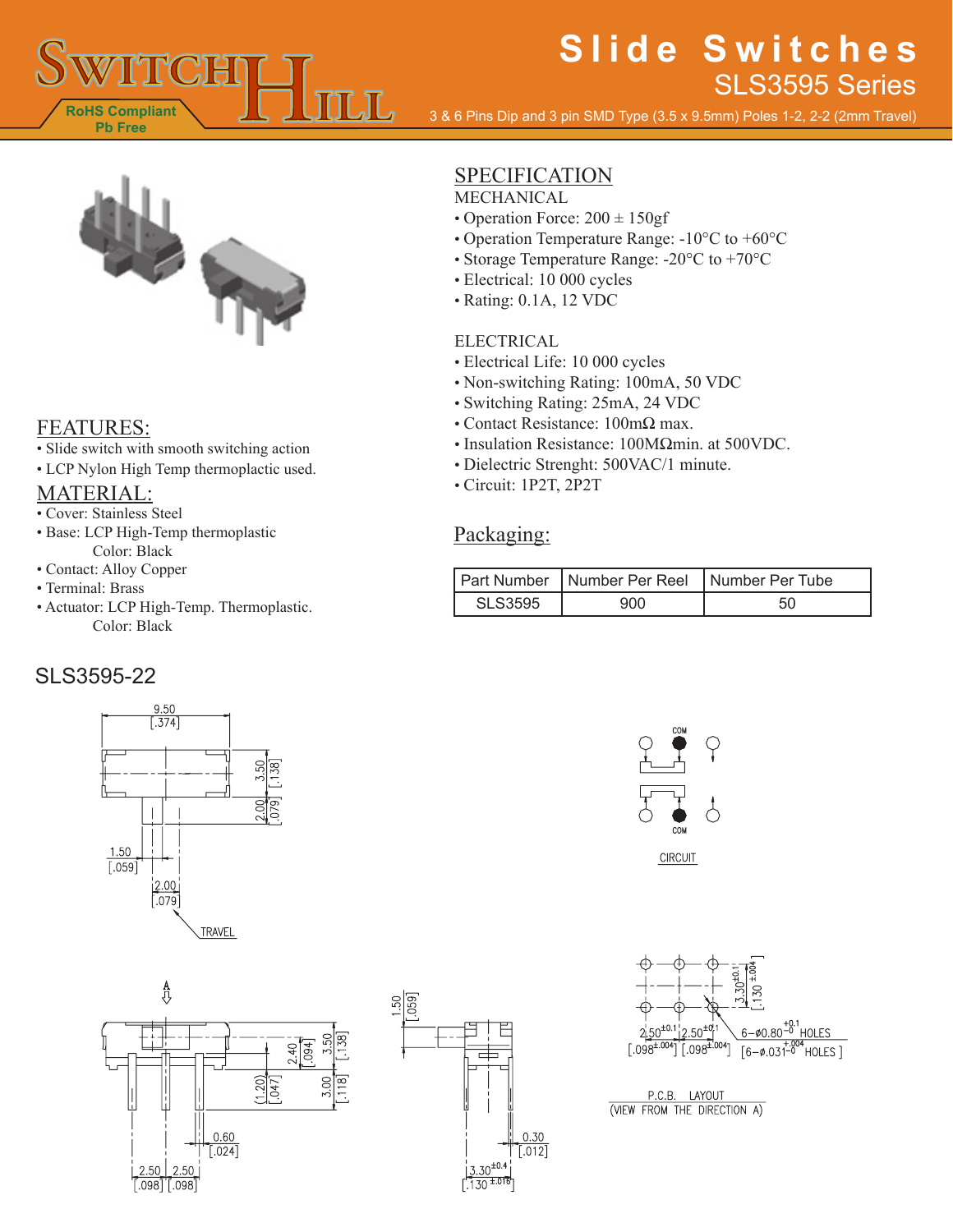# Slide Switches

## SLS3595 Series

3 & 6 Pins Dip and 3 pin SMD Type (3.5 x 9.5mm) Poles 1-2, 2-2 (2mm Travel)

RoHS Compliant
Pb Free

## SPECIFICATION

MECHANICAL

- Operation Force: 200 ± 150gf
- Operation Temperature Range: -10°C to +60°C
- Storage Temperature Range: -20°C to +70°C
- Electrical: 10 000 cycles
- Rating: 0.1A, 12 VDC

ELECTRICAL

- Electrical Life: 10 000 cycles
- Non-switching Rating: 100mA, 50 VDC
- Switching Rating: 25mA, 24 VDC
- Contact Resistance: 100mΩ max.
- Insulation Resistance: 100MΩmin. at 500VDC.
- Dielectric Strenght: 500VAC/1 minute.
- Circuit: 1P2T, 2P2T

## FEATURES:

- Slide switch with smooth switching action
- LCP Nylon High Temp thermoplactic used.

## MATERIAL:

- Cover: Stainless Steel
- Base: LCP High-Temp thermoplastic
  Color: Black
- Contact: Alloy Copper
- Terminal: Brass
- Actuator: LCP High-Temp. Thermoplastic.
  Color: Black

## Packaging:

| Part Number | Number Per Reel | Number Per Tube |
|---|---|---|
| SLS3595 | 900 | 50 |

## SLS3595-22

9.50 [.374]; 3.50 [.138]; 2.00 [.079]; 1.50 [.059]; 2.00 [.079]; TRAVEL

COM; COM

CIRCUIT

A

2.40 [.094]; 3.50 [.138]; (1.20) [.047]; 3.00 [.118]; 0.60 [.024]; 2.50 [.098]; 2.50 [.098]

1.50 [.059]; 0.30 [.012]; 3.30$^{\pm0.4}$ [.130$^{\pm.016}$]

3.30$^{\pm0.1}$ [.130$^{\pm.004}$]; 2.50$^{\pm0.1}$ [.098$^{\pm.004}$]; 2.50$^{\pm0.1}$ [.098$^{\pm.004}$]; 6−ø0.80$^{+0.1}_{-0}$ HOLES [6−ø.031$^{+.004}_{-0}$ HOLES]

P.C.B. LAYOUT
(VIEW FROM THE DIRECTION A)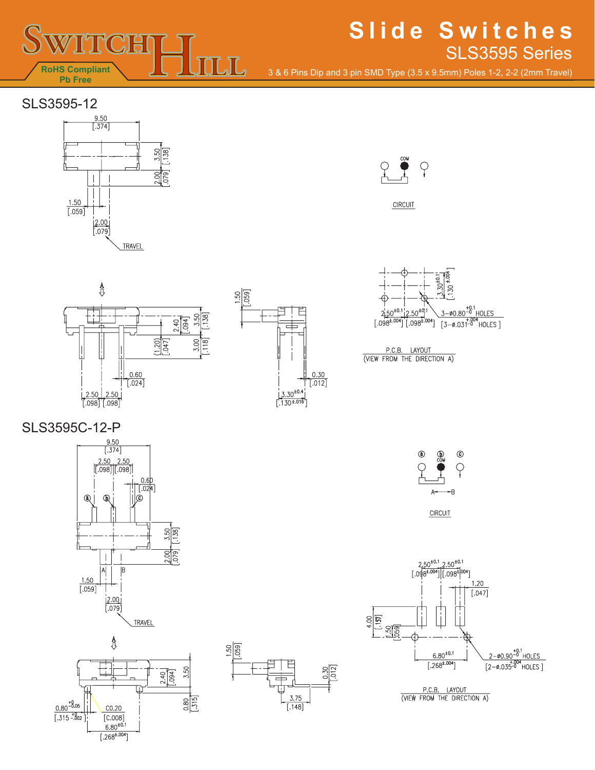# Slide Switches

## SLS3595 Series

3 & 6 Pins Dip and 3 pin SMD Type (3.5 x 9.5mm) Poles 1-2, 2-2 (2mm Travel)

RoHS Compliant
Pb Free

## SLS3595-12

9.50 [.374]
3.50 [.138]
2.00 [.079]
1.50 [.059]
2.00 [.079]
TRAVEL

COM

CIRCUIT

A

2.40 [.094]
3.50 [.138]
(1.20) [.047]
3.00 [.118]
0.60 [.024]
2.50 [.098] 2.50 [.098]

1.50 [.059]
0.30 [.012]
$3.30^{\pm0.4}$ [$.130^{\pm.016}$]

$3.30^{\pm0.1}$ [$.130^{\pm.004}$]
$2.50^{\pm0.1}$ [$.098^{\pm.004}$] $2.50^{\pm0.1}$ [$.098^{\pm.004}$]
3-ø$0.80^{+0.1}_{-0}$ HOLES [3-ø$.031^{+.004}_{-0}$ HOLES]

P.C.B. LAYOUT
(VIEW FROM THE DIRECTION A)

## SLS3595C-12-P

9.50 [.374]
2.50 [.098] 2.50 [.098]
0.60 [.024]
ⓐ ⓑ ⓒ
3.50 [.138]
2.00 [.079]
A B
1.50 [.059]
2.00 [.079]
TRAVEL

ⓐ ⓑ ⓒ
COM
A ← → B

CIRCUIT

A

2.40 [.094]
3.50
0.80 [.315]
$0.80^{+0}_{-0.05}$ [$.315^{+0}_{-.002}$]
C0.20 [C.008]
$6.80^{\pm0.1}$ [$.268^{\pm.004}$]

1.50 [.059]
0.30 [.012]
3.75 [.148]

$2.50^{\pm0.1}$ [$.098^{\pm.004}$] $2.50^{\pm0.1}$ [$.098^{\pm.004}$]
1.20 [.047]
4.00 [.157]
1.50 [.059]
$6.80^{\pm0.1}$ [$.268^{\pm.004}$]
2-ø$0.90^{+0.1}_{-0}$ HOLES [2-ø$.035^{+.004}_{-0}$ HOLES]

P.C.B. LAYOUT
(VIEW FROM THE DIRECTION A)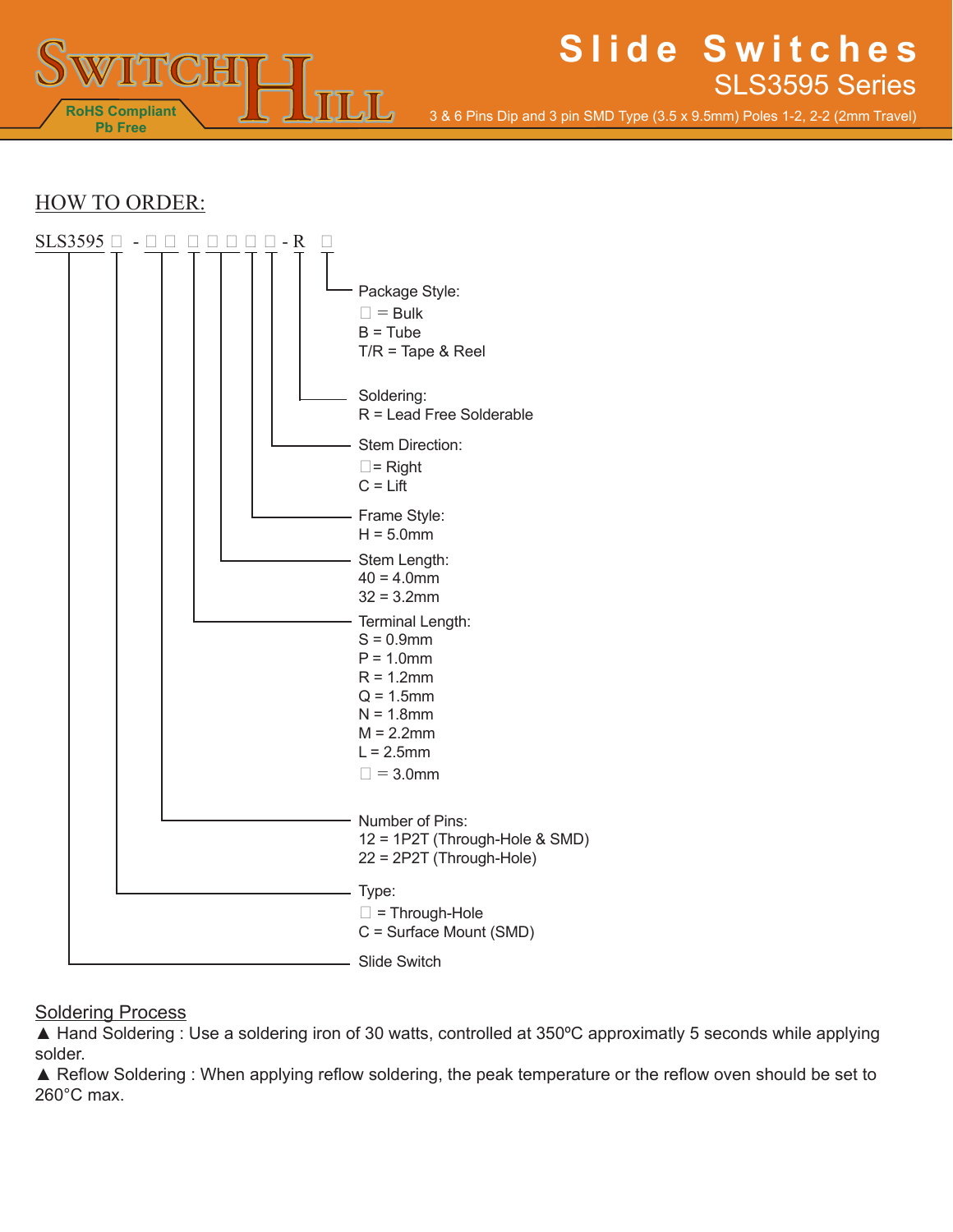# Slide Switches

## SLS3595 Series

3 & 6 Pins Dip and 3 pin SMD Type (3.5 x 9.5mm) Poles 1-2, 2-2 (2mm Travel)

RoHS Compliant
Pb Free

## HOW TO ORDER:

SLS3595 □ - □ □ □ □ □ □ □ - R □

**Package Style:**
- □ = Bulk
- B = Tube
- T/R = Tape & Reel

**Soldering:**
- R = Lead Free Solderable

**Stem Direction:**
- □= Right
- C = Lift

**Frame Style:**
- H = 5.0mm

**Stem Length:**
- 40 = 4.0mm
- 32 = 3.2mm

**Terminal Length:**
- S = 0.9mm
- P = 1.0mm
- R = 1.2mm
- Q = 1.5mm
- N = 1.8mm
- M = 2.2mm
- L = 2.5mm
- □ = 3.0mm

**Number of Pins:**
- 12 = 1P2T (Through-Hole & SMD)
- 22 = 2P2T (Through-Hole)

**Type:**
- □ = Through-Hole
- C = Surface Mount (SMD)

**Slide Switch**

## Soldering Process

▲ Hand Soldering : Use a soldering iron of 30 watts, controlled at 350ºC approximatly 5 seconds while applying solder.

▲ Reflow Soldering : When applying reflow soldering, the peak temperature or the reflow oven should be set to 260°C max.